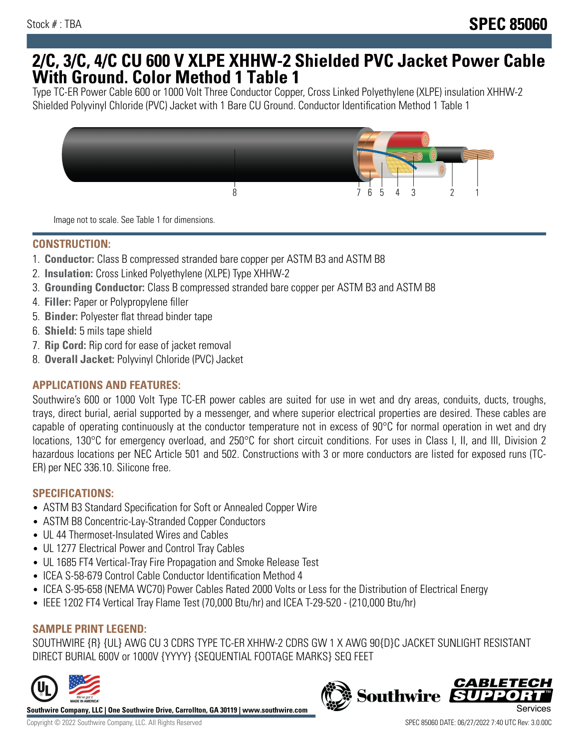Stock # : TBA

**SPEC 85060**

# 2/C, 3/C, 4/C CU 600 V XLPE XHHW-2 Shielded PVC Jacket Power Cable With Ground. Color Method 1 Table 1

Type TC-ER Power Cable 600 or 1000 Volt Three Conductor Copper, Cross Linked Polyethylene (XLPE) insulation XHHW-2 Shielded Polyvinyl Chloride (PVC) Jacket with 1 Bare CU Ground. Conductor Identification Method 1 Table 1

8 7 6 5 4 3 2 1

Image not to scale. See Table 1 for dimensions.

## CONSTRUCTION:

1. **Conductor:** Class B compressed stranded bare copper per ASTM B3 and ASTM B8
2. **Insulation:** Cross Linked Polyethylene (XLPE) Type XHHW-2
3. **Grounding Conductor:** Class B compressed stranded bare copper per ASTM B3 and ASTM B8
4. **Filler:** Paper or Polypropylene filler
5. **Binder:** Polyester flat thread binder tape
6. **Shield:** 5 mils tape shield
7. **Rip Cord:** Rip cord for ease of jacket removal
8. **Overall Jacket:** Polyvinyl Chloride (PVC) Jacket

## APPLICATIONS AND FEATURES:

Southwire's 600 or 1000 Volt Type TC-ER power cables are suited for use in wet and dry areas, conduits, ducts, troughs, trays, direct burial, aerial supported by a messenger, and where superior electrical properties are desired. These cables are capable of operating continuously at the conductor temperature not in excess of 90°C for normal operation in wet and dry locations, 130°C for emergency overload, and 250°C for short circuit conditions. For uses in Class I, II, and III, Division 2 hazardous locations per NEC Article 501 and 502. Constructions with 3 or more conductors are listed for exposed runs (TC-ER) per NEC 336.10. Silicone free.

## SPECIFICATIONS:

- ASTM B3 Standard Specification for Soft or Annealed Copper Wire
- ASTM B8 Concentric-Lay-Stranded Copper Conductors
- UL 44 Thermoset-Insulated Wires and Cables
- UL 1277 Electrical Power and Control Tray Cables
- UL 1685 FT4 Vertical-Tray Fire Propagation and Smoke Release Test
- ICEA S-58-679 Control Cable Conductor Identification Method 4
- ICEA S-95-658 (NEMA WC70) Power Cables Rated 2000 Volts or Less for the Distribution of Electrical Energy
- IEEE 1202 FT4 Vertical Tray Flame Test (70,000 Btu/hr) and ICEA T-29-520 - (210,000 Btu/hr)

## SAMPLE PRINT LEGEND:

SOUTHWIRE {R} {UL} AWG CU 3 CDRS TYPE TC-ER XHHW-2 CDRS GW 1 X AWG 90{D}C JACKET SUNLIGHT RESISTANT DIRECT BURIAL 600V or 1000V {YYYY} {SEQUENTIAL FOOTAGE MARKS} SEQ FEET

**Southwire Company, LLC | One Southwire Drive, Carrollton, GA 30119 | www.southwire.com**

Copyright © 2022 Southwire Company, LLC. All Rights Reserved

SPEC 85060 DATE: 06/27/2022 7:40 UTC Rev: 3.0.00C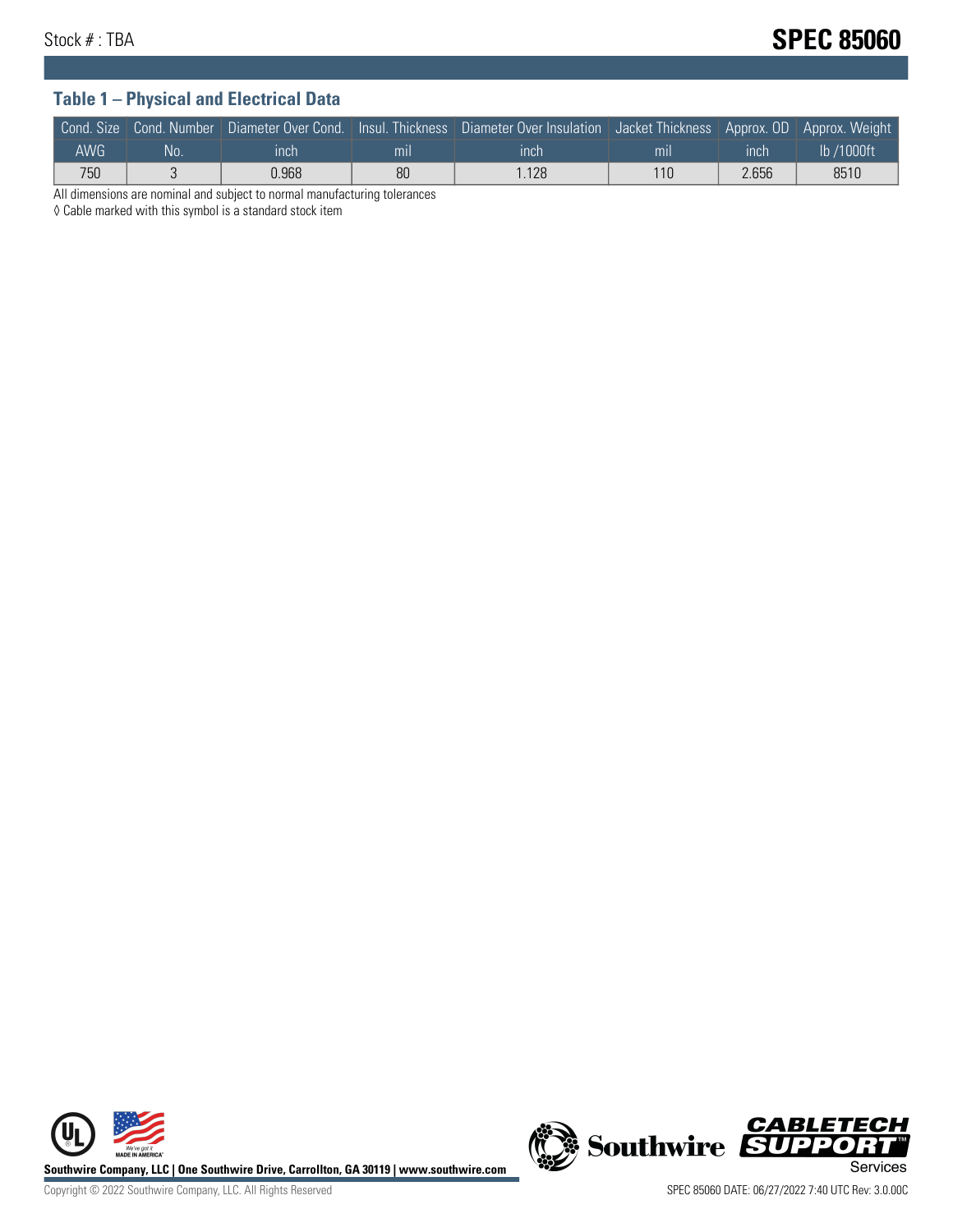## Table 1 – Physical and Electrical Data

| Cond. Size | Cond. Number | Diameter Over Cond. | Insul. Thickness | Diameter Over Insulation | Jacket Thickness | Approx. OD | Approx. Weight |
|---|---|---|---|---|---|---|---|
| AWG | No. | inch | mil | inch | mil | inch | lb /1000ft |
| 750 | 3 | 0.968 | 80 | 1.128 | 110 | 2.656 | 8510 |

All dimensions are nominal and subject to normal manufacturing tolerances

◊ Cable marked with this symbol is a standard stock item